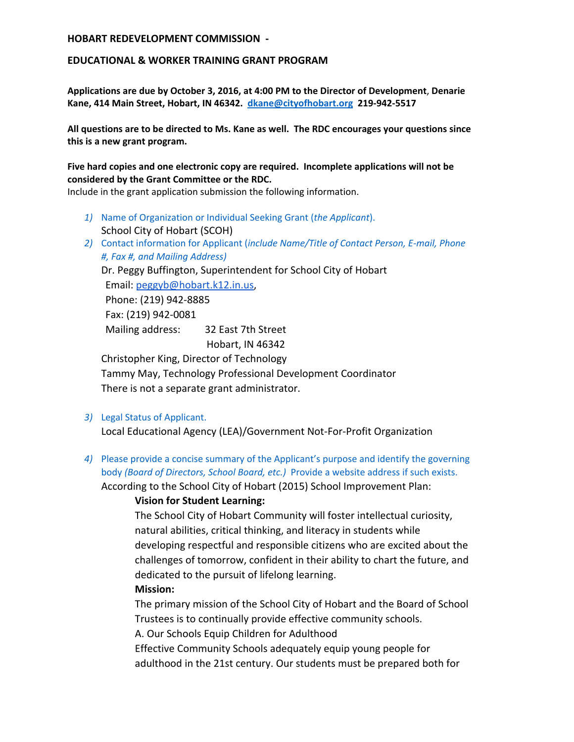**HOBART REDEVELOPMENT COMMISSION -**

**EDUCATIONAL & WORKER TRAINING GRANT PROGRAM**

**Applications are due by October 3, 2016, at 4:00 PM to the Director of Development, Denarie Kane, 414 Main Street, Hobart, IN 46342. [dkane@cityofhobart.org](mailto:dkane@cityofhobart.org) 219-942-5517**

**All questions are to be directed to Ms. Kane as well. The RDC encourages your questions since this is a new grant program.**

**Five hard copies and one electronic copy are required. Incomplete applications will not be considered by the Grant Committee or the RDC.**

Include in the grant application submission the following information.

1) Name of Organization or Individual Seeking Grant (*the Applicant*).

   School City of Hobart (SCOH)

2) Contact information for Applicant (*include Name/Title of Contact Person, E-mail, Phone #, Fax #, and Mailing Address)*

   Dr. Peggy Buffington, Superintendent for School City of Hobart

   Email: [peggyb@hobart.k12.in.us](mailto:peggyb@hobart.k12.in.us),

   Phone: (219) 942-8885

   Fax: (219) 942-0081

   Mailing address: 32 East 7th Street
   Hobart, IN 46342

   Christopher King, Director of Technology

   Tammy May, Technology Professional Development Coordinator

   There is not a separate grant administrator.

3) Legal Status of Applicant.

   Local Educational Agency (LEA)/Government Not-For-Profit Organization

4) Please provide a concise summary of the Applicant's purpose and identify the governing body *(Board of Directors, School Board, etc.)* Provide a website address if such exists.

   According to the School City of Hobart (2015) School Improvement Plan:

   **Vision for Student Learning:**

   The School City of Hobart Community will foster intellectual curiosity, natural abilities, critical thinking, and literacy in students while developing respectful and responsible citizens who are excited about the challenges of tomorrow, confident in their ability to chart the future, and dedicated to the pursuit of lifelong learning.

   **Mission:**

   The primary mission of the School City of Hobart and the Board of School Trustees is to continually provide effective community schools.

   A. Our Schools Equip Children for Adulthood

   Effective Community Schools adequately equip young people for adulthood in the 21st century. Our students must be prepared both for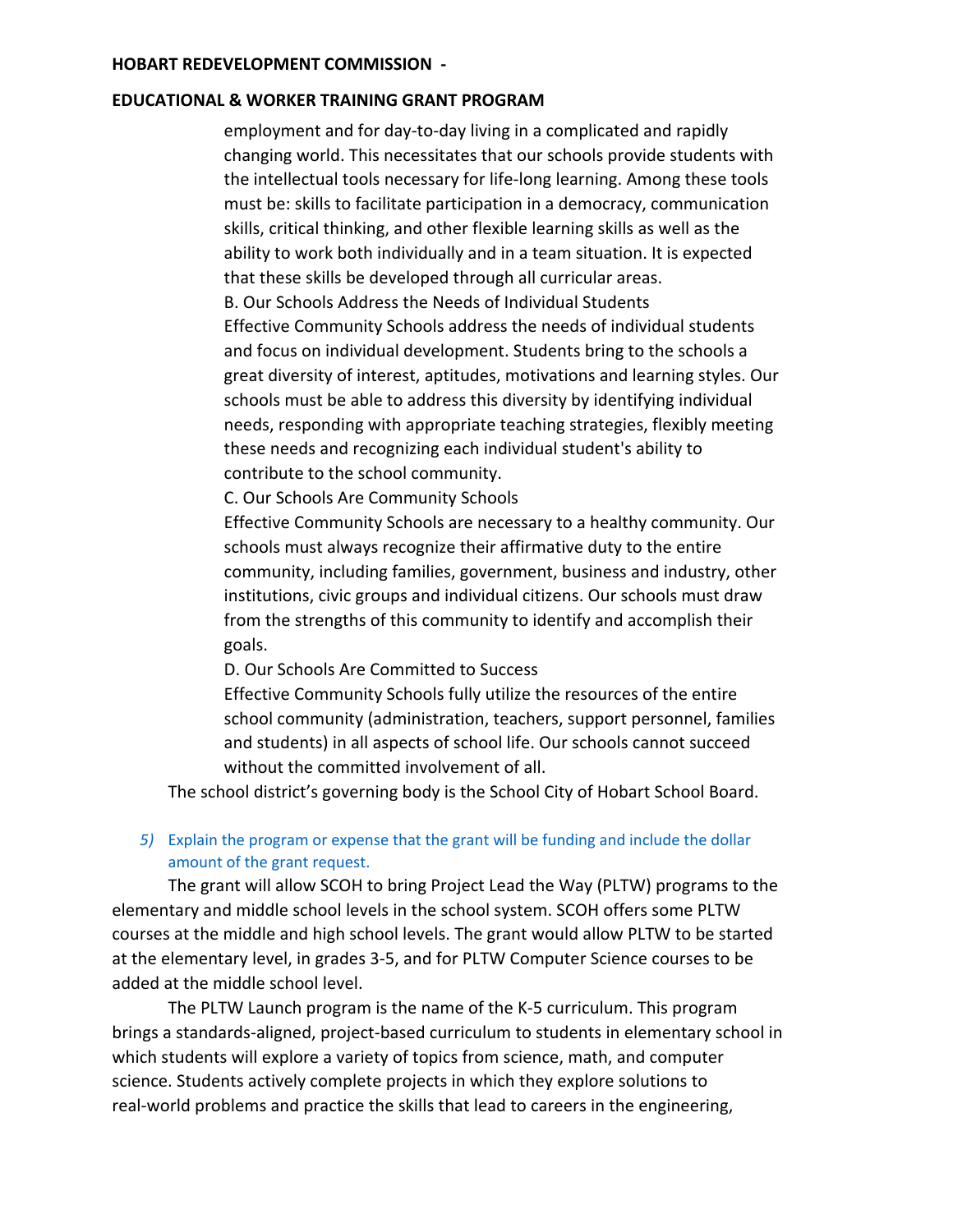employment and for day-to-day living in a complicated and rapidly changing world. This necessitates that our schools provide students with the intellectual tools necessary for life-long learning. Among these tools must be: skills to facilitate participation in a democracy, communication skills, critical thinking, and other flexible learning skills as well as the ability to work both individually and in a team situation. It is expected that these skills be developed through all curricular areas.

B. Our Schools Address the Needs of Individual Students

Effective Community Schools address the needs of individual students and focus on individual development. Students bring to the schools a great diversity of interest, aptitudes, motivations and learning styles. Our schools must be able to address this diversity by identifying individual needs, responding with appropriate teaching strategies, flexibly meeting these needs and recognizing each individual student's ability to contribute to the school community.

C. Our Schools Are Community Schools

Effective Community Schools are necessary to a healthy community. Our schools must always recognize their affirmative duty to the entire community, including families, government, business and industry, other institutions, civic groups and individual citizens. Our schools must draw from the strengths of this community to identify and accomplish their goals.

D. Our Schools Are Committed to Success

Effective Community Schools fully utilize the resources of the entire school community (administration, teachers, support personnel, families and students) in all aspects of school life. Our schools cannot succeed without the committed involvement of all.

The school district's governing body is the School City of Hobart School Board.

*5) Explain the program or expense that the grant will be funding and include the dollar amount of the grant request.*

The grant will allow SCOH to bring Project Lead the Way (PLTW) programs to the elementary and middle school levels in the school system. SCOH offers some PLTW courses at the middle and high school levels. The grant would allow PLTW to be started at the elementary level, in grades 3-5, and for PLTW Computer Science courses to be added at the middle school level.

The PLTW Launch program is the name of the K-5 curriculum. This program brings a standards-aligned, project-based curriculum to students in elementary school in which students will explore a variety of topics from science, math, and computer science. Students actively complete projects in which they explore solutions to real-world problems and practice the skills that lead to careers in the engineering,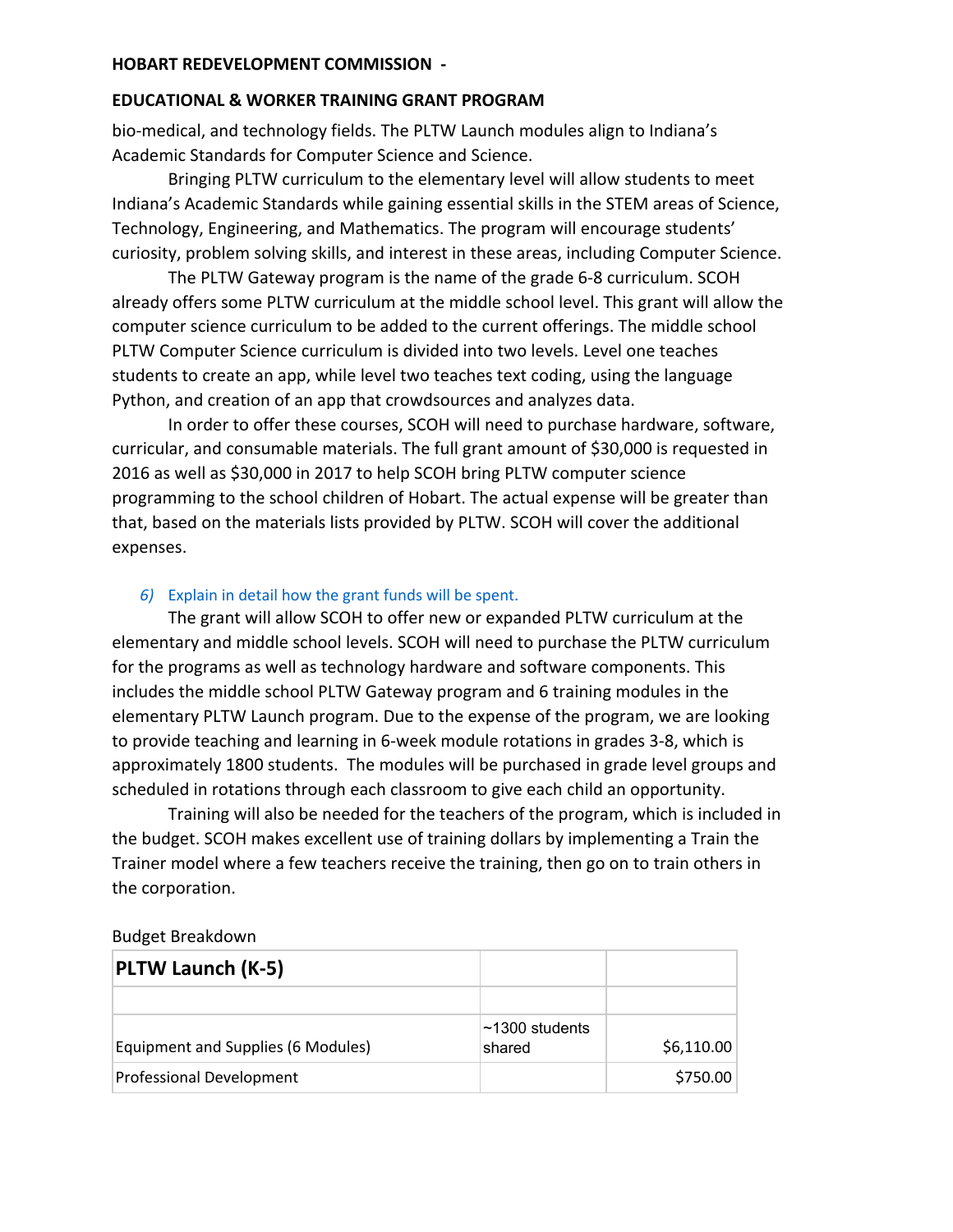bio-medical, and technology fields. The PLTW Launch modules align to Indiana's Academic Standards for Computer Science and Science.

Bringing PLTW curriculum to the elementary level will allow students to meet Indiana's Academic Standards while gaining essential skills in the STEM areas of Science, Technology, Engineering, and Mathematics. The program will encourage students' curiosity, problem solving skills, and interest in these areas, including Computer Science.

The PLTW Gateway program is the name of the grade 6-8 curriculum. SCOH already offers some PLTW curriculum at the middle school level. This grant will allow the computer science curriculum to be added to the current offerings. The middle school PLTW Computer Science curriculum is divided into two levels. Level one teaches students to create an app, while level two teaches text coding, using the language Python, and creation of an app that crowdsources and analyzes data.

In order to offer these courses, SCOH will need to purchase hardware, software, curricular, and consumable materials. The full grant amount of $30,000 is requested in 2016 as well as $30,000 in 2017 to help SCOH bring PLTW computer science programming to the school children of Hobart. The actual expense will be greater than that, based on the materials lists provided by PLTW. SCOH will cover the additional expenses.

*6) Explain in detail how the grant funds will be spent.*

The grant will allow SCOH to offer new or expanded PLTW curriculum at the elementary and middle school levels. SCOH will need to purchase the PLTW curriculum for the programs as well as technology hardware and software components. This includes the middle school PLTW Gateway program and 6 training modules in the elementary PLTW Launch program. Due to the expense of the program, we are looking to provide teaching and learning in 6-week module rotations in grades 3-8, which is approximately 1800 students. The modules will be purchased in grade level groups and scheduled in rotations through each classroom to give each child an opportunity.

Training will also be needed for the teachers of the program, which is included in the budget. SCOH makes excellent use of training dollars by implementing a Train the Trainer model where a few teachers receive the training, then go on to train others in the corporation.

Budget Breakdown

| **PLTW Launch (K-5)** | | |
|---|---|---|
| | | |
| Equipment and Supplies (6 Modules) | ~1300 students shared | $6,110.00 |
| Professional Development | | $750.00 |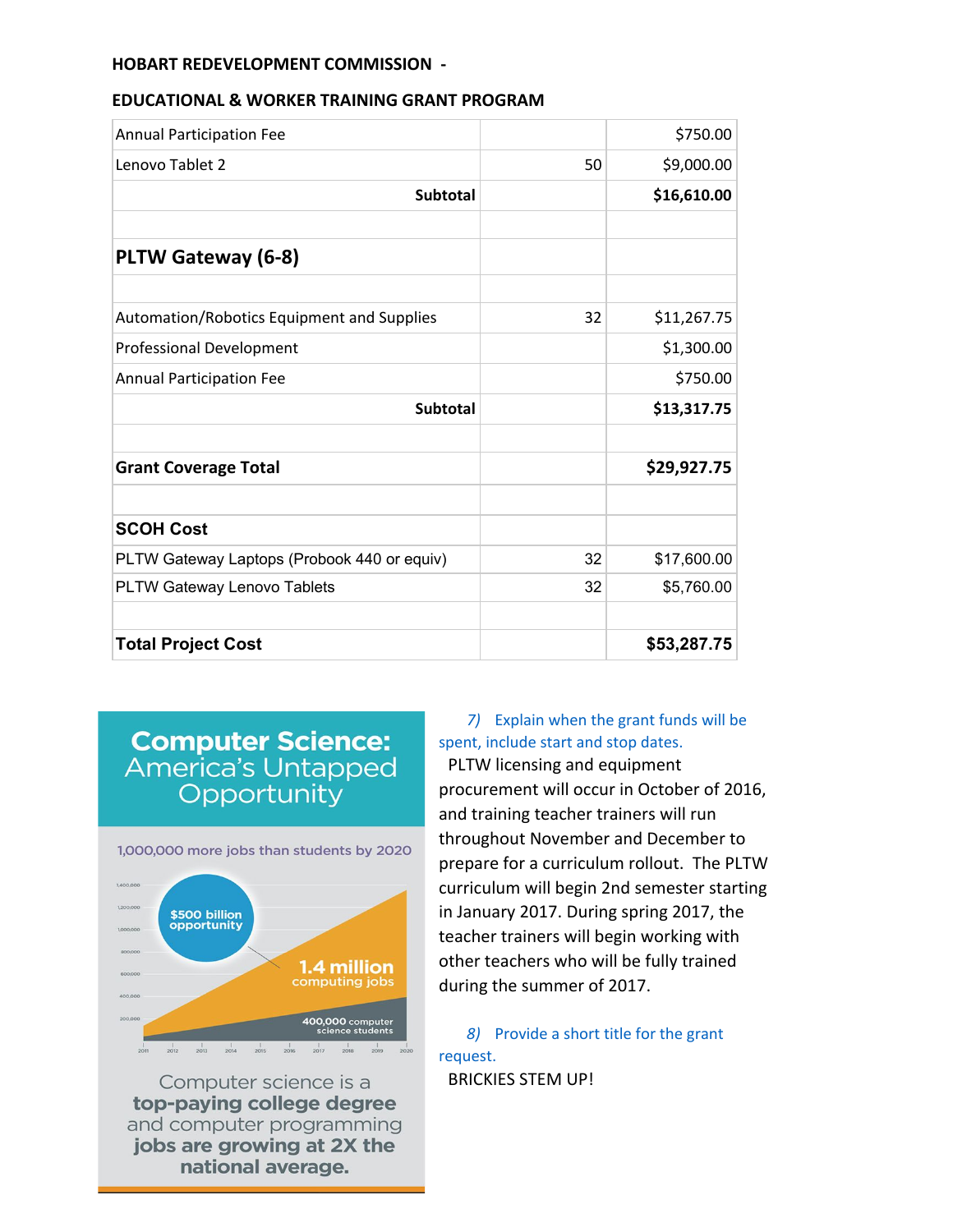**HOBART REDEVELOPMENT COMMISSION -**

**EDUCATIONAL & WORKER TRAINING GRANT PROGRAM**

| | | |
|---|---|---|
| Annual Participation Fee | | $750.00 |
| Lenovo Tablet 2 | 50 | $9,000.00 |
| **Subtotal** | | **$16,610.00** |
| | | |
| **PLTW Gateway (6-8)** | | |
| | | |
| Automation/Robotics Equipment and Supplies | 32 | $11,267.75 |
| Professional Development | | $1,300.00 |
| Annual Participation Fee | | $750.00 |
| **Subtotal** | | **$13,317.75** |
| | | |
| **Grant Coverage Total** | | **$29,927.75** |
| | | |
| **SCOH Cost** | | |
| PLTW Gateway Laptops (Probook 440 or equiv) | 32 | $17,600.00 |
| PLTW Gateway Lenovo Tablets | 32 | $5,760.00 |
| | | |
| **Total Project Cost** | | **$53,287.75** |

**Computer Science: America's Untapped Opportunity**

1,000,000 more jobs than students by 2020

$500 billion opportunity

1.4 million computing jobs

400,000 computer science students

Computer science is a **top-paying college degree** and computer programming **jobs are growing at 2X the national average.**

*7) Explain when the grant funds will be spent, include start and stop dates.*

PLTW licensing and equipment procurement will occur in October of 2016, and training teacher trainers will run throughout November and December to prepare for a curriculum rollout. The PLTW curriculum will begin 2nd semester starting in January 2017. During spring 2017, the teacher trainers will begin working with other teachers who will be fully trained during the summer of 2017.

*8) Provide a short title for the grant request.*

BRICKIES STEM UP!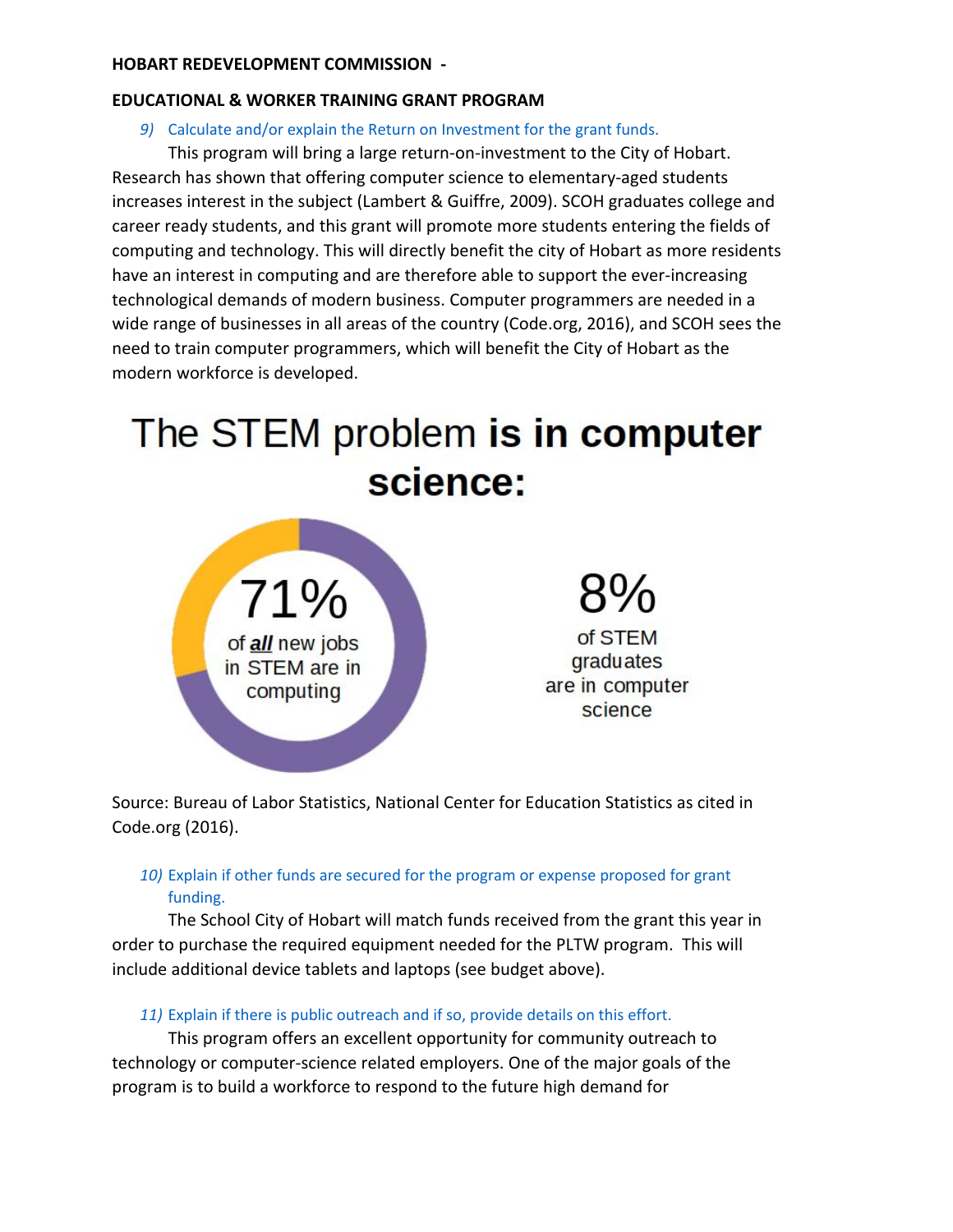**HOBART REDEVELOPMENT COMMISSION -**

**EDUCATIONAL & WORKER TRAINING GRANT PROGRAM**

*9)* Calculate and/or explain the Return on Investment for the grant funds.

This program will bring a large return-on-investment to the City of Hobart. Research has shown that offering computer science to elementary-aged students increases interest in the subject (Lambert & Guiffre, 2009). SCOH graduates college and career ready students, and this grant will promote more students entering the fields of computing and technology. This will directly benefit the city of Hobart as more residents have an interest in computing and are therefore able to support the ever-increasing technological demands of modern business. Computer programmers are needed in a wide range of businesses in all areas of the country (Code.org, 2016), and SCOH sees the need to train computer programmers, which will benefit the City of Hobart as the modern workforce is developed.

The STEM problem **is in computer science:**

**71%** of ***all*** new jobs in STEM are in computing

**8%** of STEM graduates are in computer science

Source: Bureau of Labor Statistics, National Center for Education Statistics as cited in Code.org (2016).

*10)* Explain if other funds are secured for the program or expense proposed for grant funding.

The School City of Hobart will match funds received from the grant this year in order to purchase the required equipment needed for the PLTW program. This will include additional device tablets and laptops (see budget above).

*11)* Explain if there is public outreach and if so, provide details on this effort.

This program offers an excellent opportunity for community outreach to technology or computer-science related employers. One of the major goals of the program is to build a workforce to respond to the future high demand for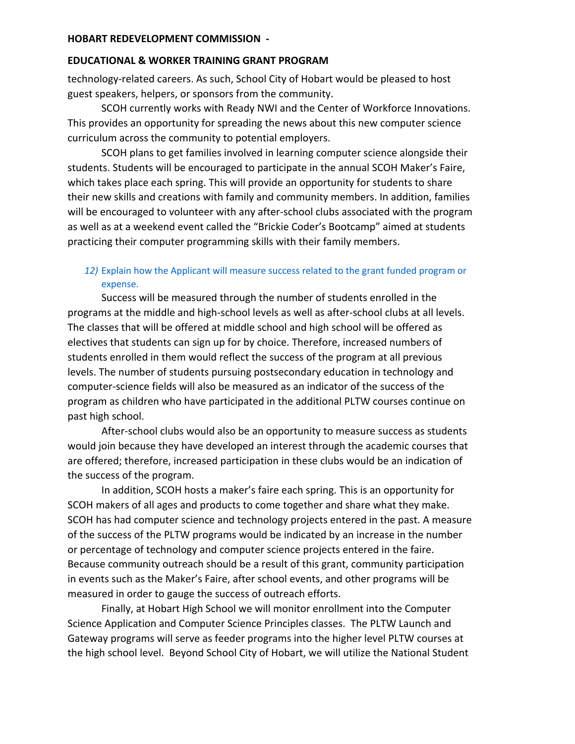technology-related careers. As such, School City of Hobart would be pleased to host guest speakers, helpers, or sponsors from the community.

SCOH currently works with Ready NWI and the Center of Workforce Innovations. This provides an opportunity for spreading the news about this new computer science curriculum across the community to potential employers.

SCOH plans to get families involved in learning computer science alongside their students. Students will be encouraged to participate in the annual SCOH Maker's Faire, which takes place each spring. This will provide an opportunity for students to share their new skills and creations with family and community members. In addition, families will be encouraged to volunteer with any after-school clubs associated with the program as well as at a weekend event called the "Brickie Coder's Bootcamp" aimed at students practicing their computer programming skills with their family members.

*12)* Explain how the Applicant will measure success related to the grant funded program or expense.

Success will be measured through the number of students enrolled in the programs at the middle and high-school levels as well as after-school clubs at all levels. The classes that will be offered at middle school and high school will be offered as electives that students can sign up for by choice. Therefore, increased numbers of students enrolled in them would reflect the success of the program at all previous levels. The number of students pursuing postsecondary education in technology and computer-science fields will also be measured as an indicator of the success of the program as children who have participated in the additional PLTW courses continue on past high school.

After-school clubs would also be an opportunity to measure success as students would join because they have developed an interest through the academic courses that are offered; therefore, increased participation in these clubs would be an indication of the success of the program.

In addition, SCOH hosts a maker's faire each spring. This is an opportunity for SCOH makers of all ages and products to come together and share what they make. SCOH has had computer science and technology projects entered in the past. A measure of the success of the PLTW programs would be indicated by an increase in the number or percentage of technology and computer science projects entered in the faire. Because community outreach should be a result of this grant, community participation in events such as the Maker's Faire, after school events, and other programs will be measured in order to gauge the success of outreach efforts.

Finally, at Hobart High School we will monitor enrollment into the Computer Science Application and Computer Science Principles classes. The PLTW Launch and Gateway programs will serve as feeder programs into the higher level PLTW courses at the high school level. Beyond School City of Hobart, we will utilize the National Student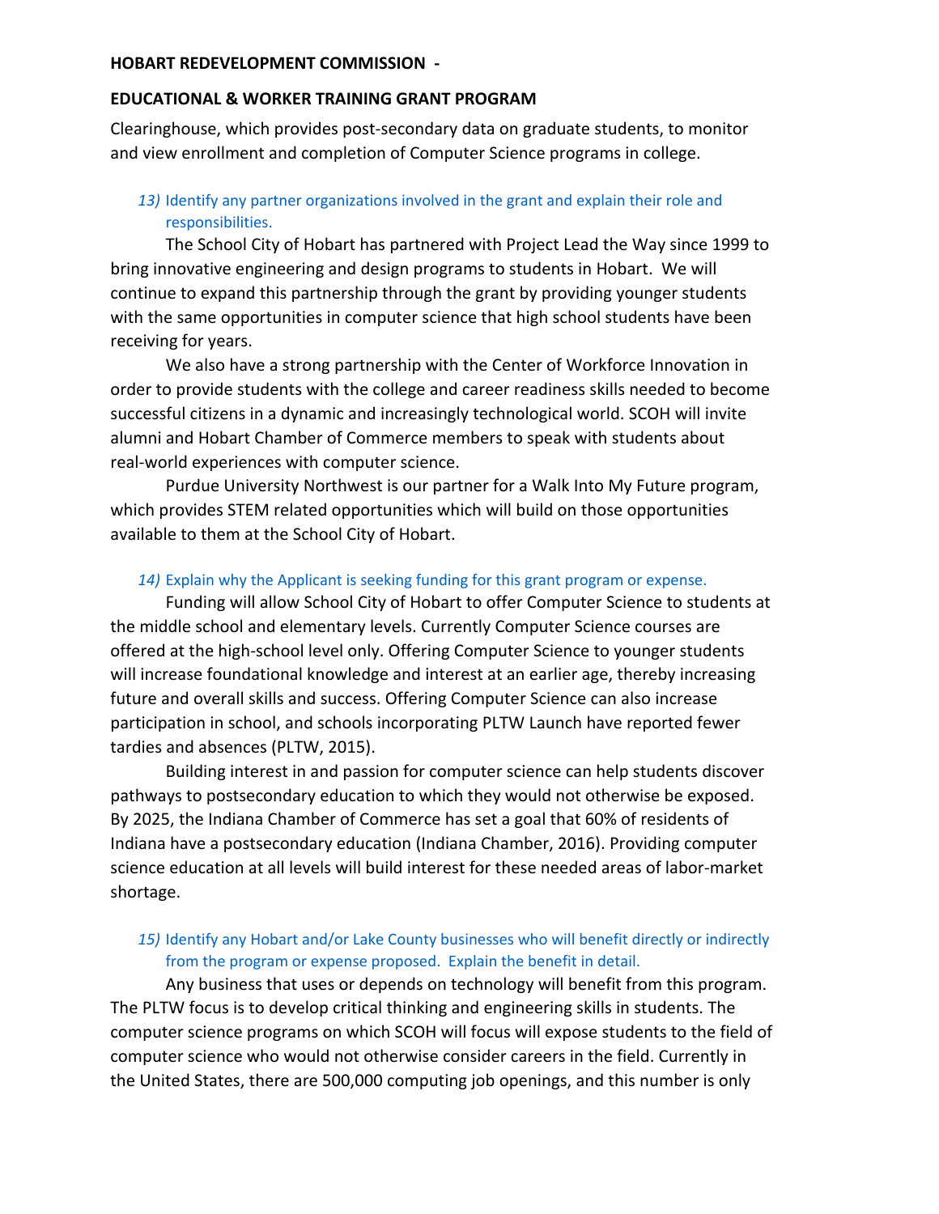Clearinghouse, which provides post-secondary data on graduate students, to monitor and view enrollment and completion of Computer Science programs in college.

13) Identify any partner organizations involved in the grant and explain their role and responsibilities.

The School City of Hobart has partnered with Project Lead the Way since 1999 to bring innovative engineering and design programs to students in Hobart. We will continue to expand this partnership through the grant by providing younger students with the same opportunities in computer science that high school students have been receiving for years.

We also have a strong partnership with the Center of Workforce Innovation in order to provide students with the college and career readiness skills needed to become successful citizens in a dynamic and increasingly technological world. SCOH will invite alumni and Hobart Chamber of Commerce members to speak with students about real-world experiences with computer science.

Purdue University Northwest is our partner for a Walk Into My Future program, which provides STEM related opportunities which will build on those opportunities available to them at the School City of Hobart.

14) Explain why the Applicant is seeking funding for this grant program or expense.

Funding will allow School City of Hobart to offer Computer Science to students at the middle school and elementary levels. Currently Computer Science courses are offered at the high-school level only. Offering Computer Science to younger students will increase foundational knowledge and interest at an earlier age, thereby increasing future and overall skills and success. Offering Computer Science can also increase participation in school, and schools incorporating PLTW Launch have reported fewer tardies and absences (PLTW, 2015).

Building interest in and passion for computer science can help students discover pathways to postsecondary education to which they would not otherwise be exposed. By 2025, the Indiana Chamber of Commerce has set a goal that 60% of residents of Indiana have a postsecondary education (Indiana Chamber, 2016). Providing computer science education at all levels will build interest for these needed areas of labor-market shortage.

15) Identify any Hobart and/or Lake County businesses who will benefit directly or indirectly from the program or expense proposed. Explain the benefit in detail.

Any business that uses or depends on technology will benefit from this program. The PLTW focus is to develop critical thinking and engineering skills in students. The computer science programs on which SCOH will focus will expose students to the field of computer science who would not otherwise consider careers in the field. Currently in the United States, there are 500,000 computing job openings, and this number is only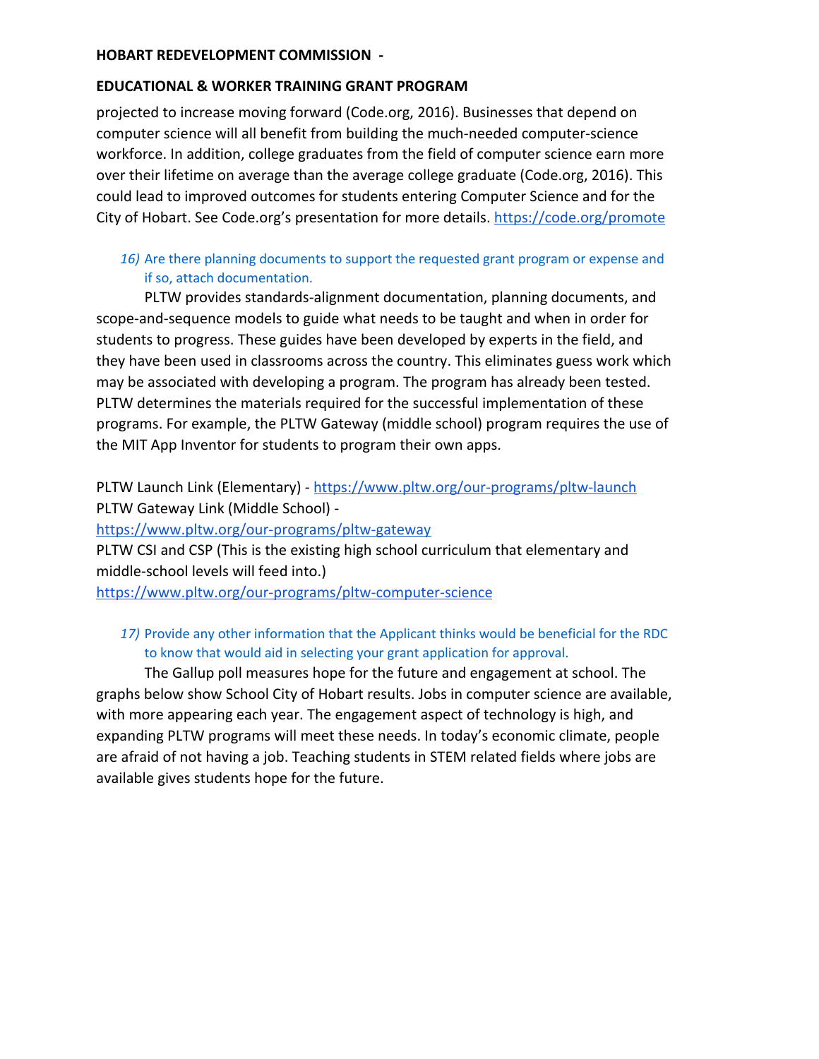projected to increase moving forward (Code.org, 2016). Businesses that depend on computer science will all benefit from building the much-needed computer-science workforce. In addition, college graduates from the field of computer science earn more over their lifetime on average than the average college graduate (Code.org, 2016). This could lead to improved outcomes for students entering Computer Science and for the City of Hobart. See Code.org's presentation for more details. https://code.org/promote

16) Are there planning documents to support the requested grant program or expense and if so, attach documentation.

PLTW provides standards-alignment documentation, planning documents, and scope-and-sequence models to guide what needs to be taught and when in order for students to progress. These guides have been developed by experts in the field, and they have been used in classrooms across the country. This eliminates guess work which may be associated with developing a program. The program has already been tested. PLTW determines the materials required for the successful implementation of these programs. For example, the PLTW Gateway (middle school) program requires the use of the MIT App Inventor for students to program their own apps.

PLTW Launch Link (Elementary) - https://www.pltw.org/our-programs/pltw-launch
PLTW Gateway Link (Middle School) -
https://www.pltw.org/our-programs/pltw-gateway
PLTW CSI and CSP (This is the existing high school curriculum that elementary and middle-school levels will feed into.)
https://www.pltw.org/our-programs/pltw-computer-science

17) Provide any other information that the Applicant thinks would be beneficial for the RDC to know that would aid in selecting your grant application for approval.

The Gallup poll measures hope for the future and engagement at school. The graphs below show School City of Hobart results. Jobs in computer science are available, with more appearing each year. The engagement aspect of technology is high, and expanding PLTW programs will meet these needs. In today's economic climate, people are afraid of not having a job. Teaching students in STEM related fields where jobs are available gives students hope for the future.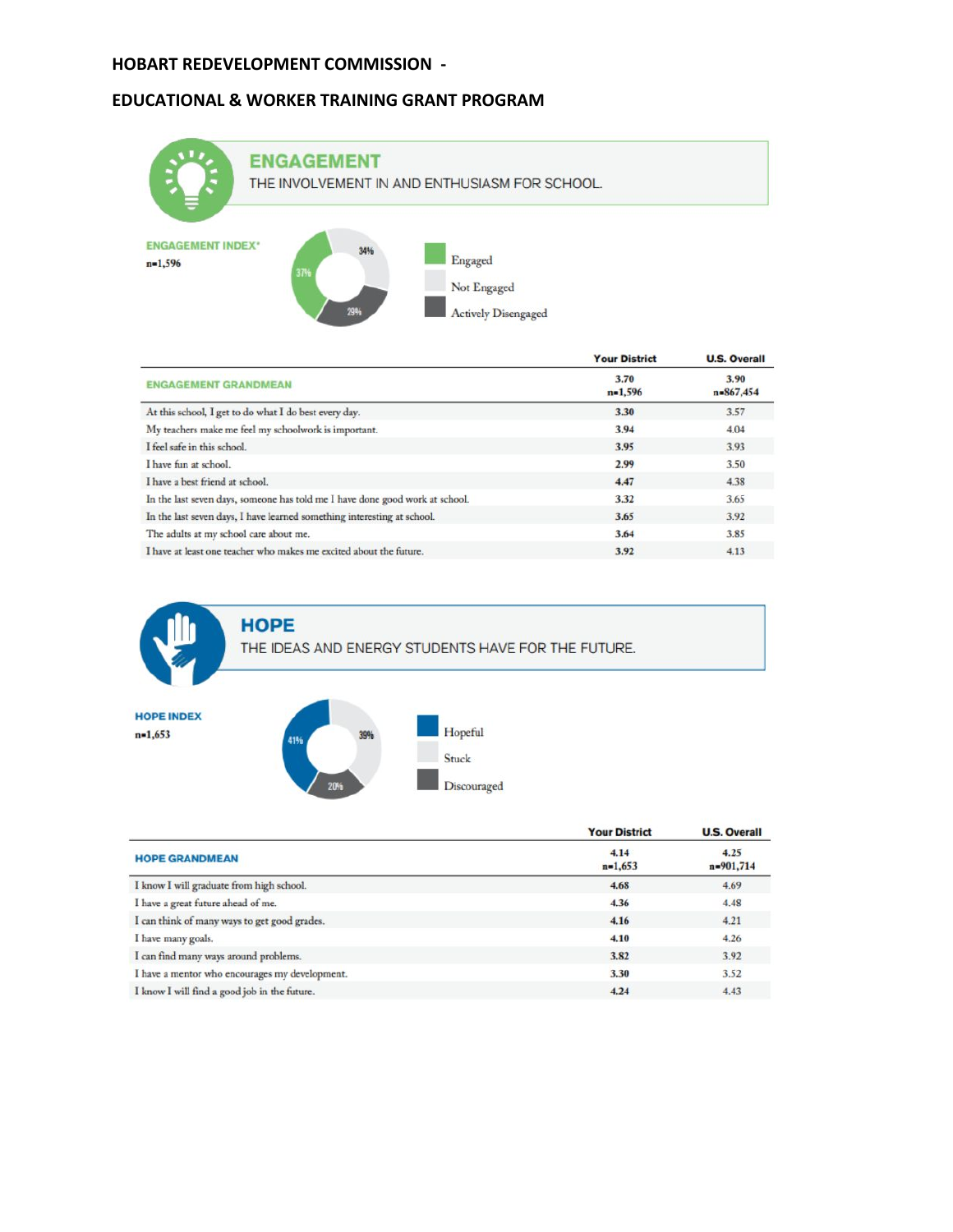**HOBART REDEVELOPMENT COMMISSION -**

**EDUCATIONAL & WORKER TRAINING GRANT PROGRAM**

## ENGAGEMENT

THE INVOLVEMENT IN AND ENTHUSIASM FOR SCHOOL.

**ENGAGEMENT INDEX***
n=1,596

- Engaged: 37%
- Not Engaged: 34%
- Actively Disengaged: 29%

| ENGAGEMENT GRANDMEAN | Your District 3.70 n=1,596 | U.S. Overall 3.90 n=867,454 |
|---|---|---|
| At this school, I get to do what I do best every day. | 3.30 | 3.57 |
| My teachers make me feel my schoolwork is important. | 3.94 | 4.04 |
| I feel safe in this school. | 3.95 | 3.93 |
| I have fun at school. | 2.99 | 3.50 |
| I have a best friend at school. | 4.47 | 4.38 |
| In the last seven days, someone has told me I have done good work at school. | 3.32 | 3.65 |
| In the last seven days, I have learned something interesting at school. | 3.65 | 3.92 |
| The adults at my school care about me. | 3.64 | 3.85 |
| I have at least one teacher who makes me excited about the future. | 3.92 | 4.13 |

## HOPE

THE IDEAS AND ENERGY STUDENTS HAVE FOR THE FUTURE.

**HOPE INDEX**
n=1,653

- Hopeful: 41%
- Stuck: 39%
- Discouraged: 20%

| HOPE GRANDMEAN | Your District 4.14 n=1,653 | U.S. Overall 4.25 n=901,714 |
|---|---|---|
| I know I will graduate from high school. | 4.68 | 4.69 |
| I have a great future ahead of me. | 4.36 | 4.48 |
| I can think of many ways to get good grades. | 4.16 | 4.21 |
| I have many goals. | 4.10 | 4.26 |
| I can find many ways around problems. | 3.82 | 3.92 |
| I have a mentor who encourages my development. | 3.30 | 3.52 |
| I know I will find a good job in the future. | 4.24 | 4.43 |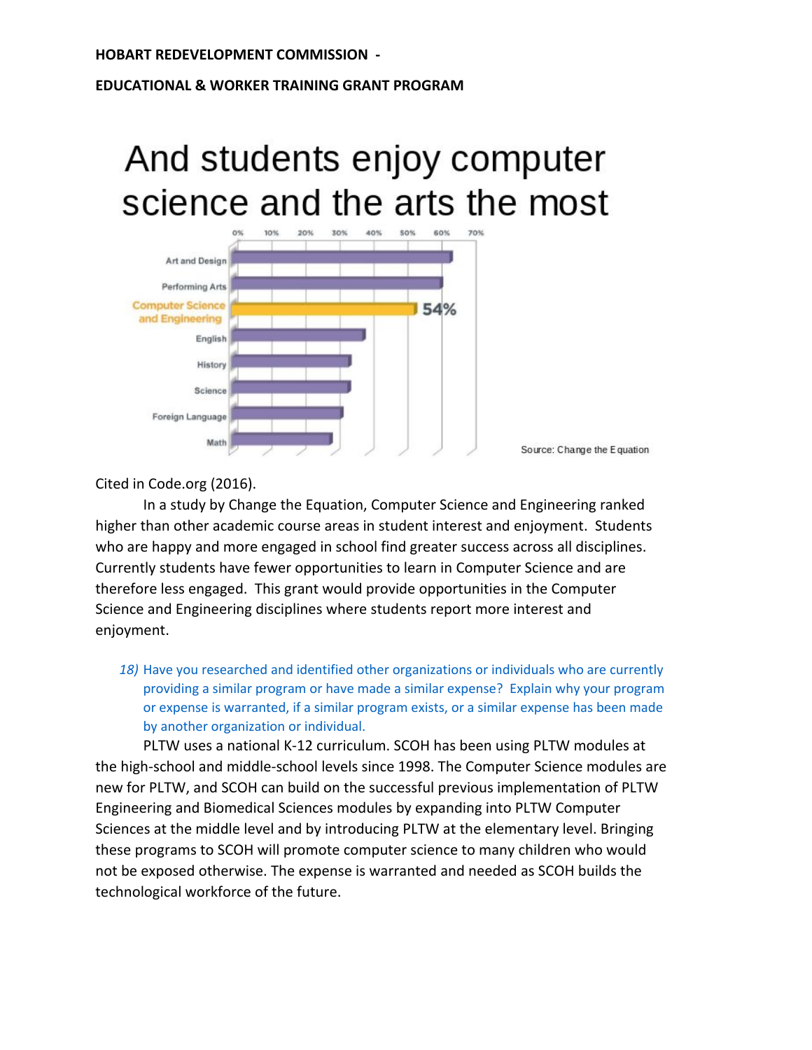**HOBART REDEVELOPMENT COMMISSION -**

**EDUCATIONAL & WORKER TRAINING GRANT PROGRAM**

## And students enjoy computer science and the arts the most

Source: Change the Equation

Cited in Code.org (2016).

In a study by Change the Equation, Computer Science and Engineering ranked higher than other academic course areas in student interest and enjoyment. Students who are happy and more engaged in school find greater success across all disciplines. Currently students have fewer opportunities to learn in Computer Science and are therefore less engaged. This grant would provide opportunities in the Computer Science and Engineering disciplines where students report more interest and enjoyment.

*18) Have you researched and identified other organizations or individuals who are currently providing a similar program or have made a similar expense? Explain why your program or expense is warranted, if a similar program exists, or a similar expense has been made by another organization or individual.*

PLTW uses a national K-12 curriculum. SCOH has been using PLTW modules at the high-school and middle-school levels since 1998. The Computer Science modules are new for PLTW, and SCOH can build on the successful previous implementation of PLTW Engineering and Biomedical Sciences modules by expanding into PLTW Computer Sciences at the middle level and by introducing PLTW at the elementary level. Bringing these programs to SCOH will promote computer science to many children who would not be exposed otherwise. The expense is warranted and needed as SCOH builds the technological workforce of the future.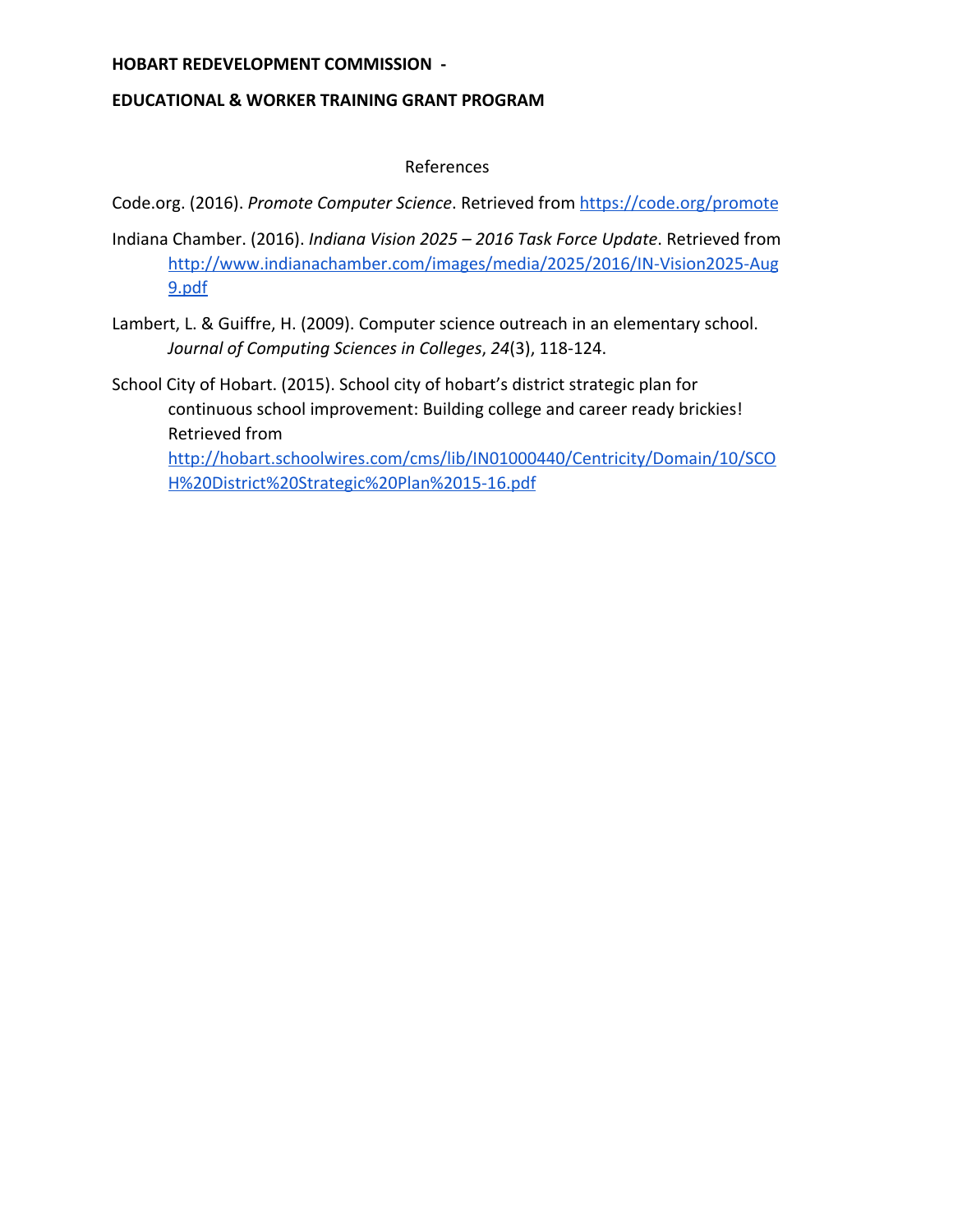**HOBART REDEVELOPMENT COMMISSION -**

**EDUCATIONAL & WORKER TRAINING GRANT PROGRAM**

References

Code.org. (2016). *Promote Computer Science*. Retrieved from https://code.org/promote

Indiana Chamber. (2016). *Indiana Vision 2025 – 2016 Task Force Update*. Retrieved from http://www.indianachamber.com/images/media/2025/2016/IN-Vision2025-Aug9.pdf

Lambert, L. & Guiffre, H. (2009). Computer science outreach in an elementary school. *Journal of Computing Sciences in Colleges*, *24*(3), 118-124.

School City of Hobart. (2015). School city of hobart's district strategic plan for continuous school improvement: Building college and career ready brickies! Retrieved from http://hobart.schoolwires.com/cms/lib/IN01000440/Centricity/Domain/10/SCOH%20District%20Strategic%20Plan%2015-16.pdf